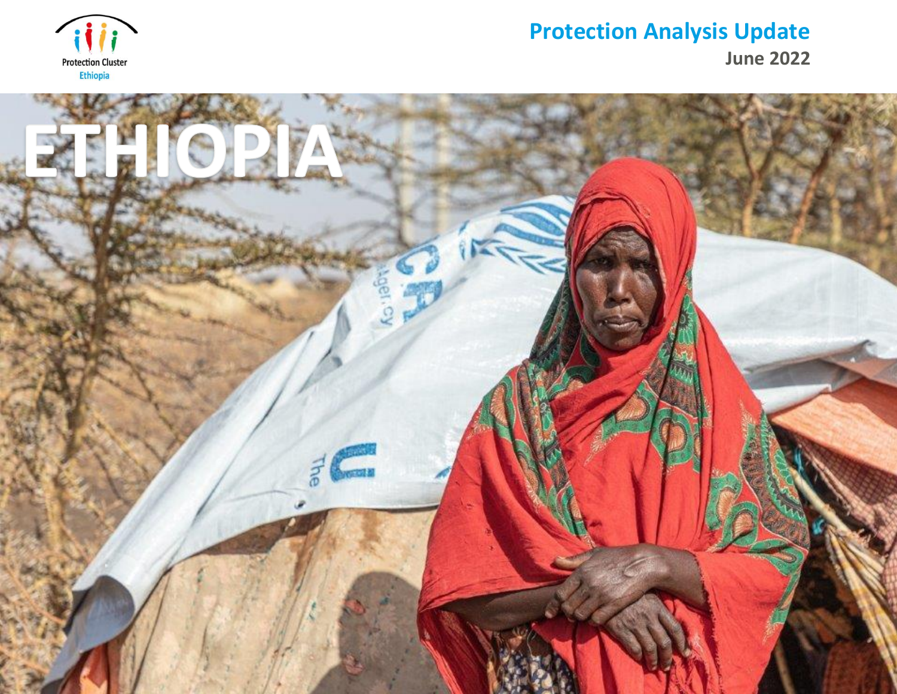Protection Cluster
Ethiopia

# Protection Analysis Update

June 2022

# ETHIOPIA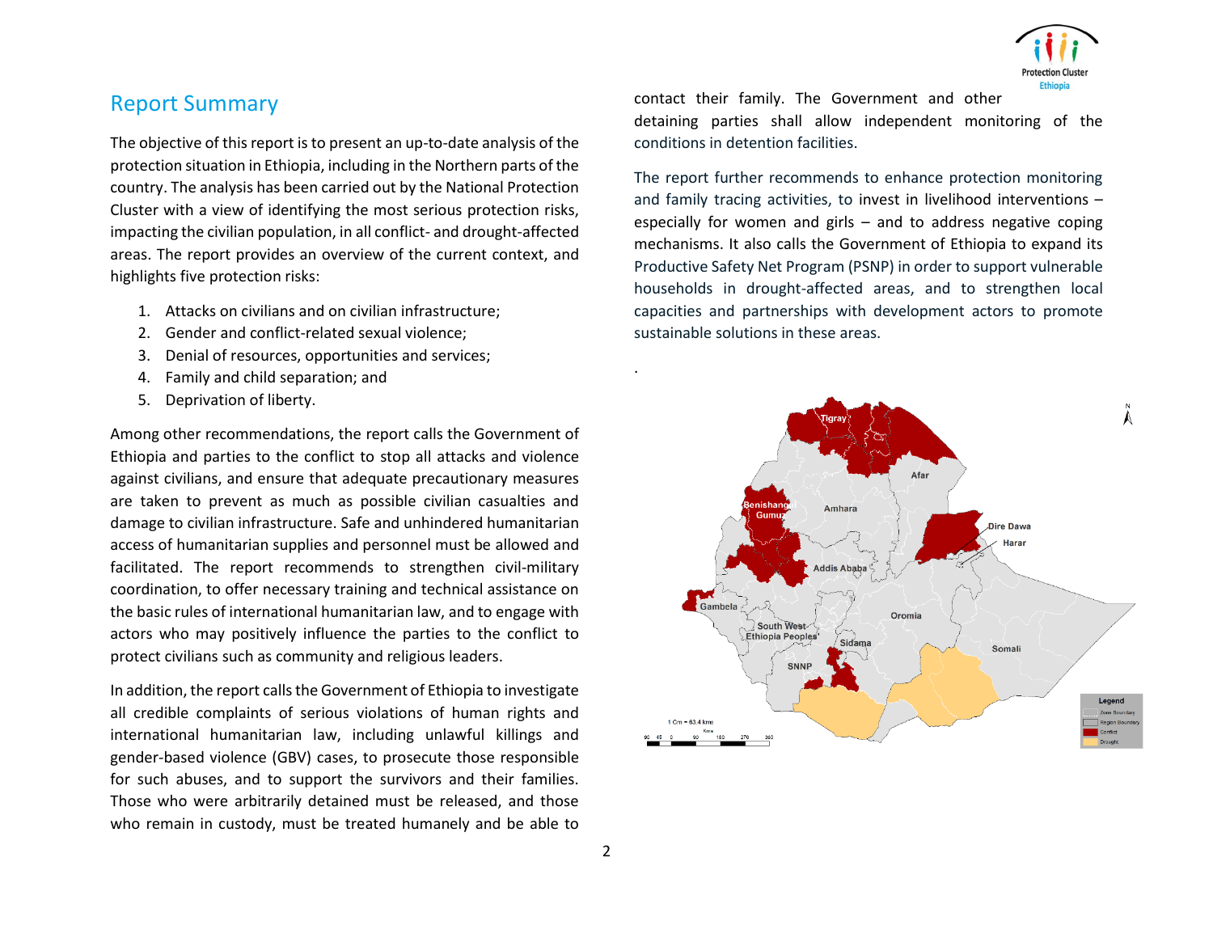## Report Summary

The objective of this report is to present an up-to-date analysis of the protection situation in Ethiopia, including in the Northern parts of the country. The analysis has been carried out by the National Protection Cluster with a view of identifying the most serious protection risks, impacting the civilian population, in all conflict- and drought-affected areas. The report provides an overview of the current context, and highlights five protection risks:

1. Attacks on civilians and on civilian infrastructure;
2. Gender and conflict-related sexual violence;
3. Denial of resources, opportunities and services;
4. Family and child separation; and
5. Deprivation of liberty.

Among other recommendations, the report calls the Government of Ethiopia and parties to the conflict to stop all attacks and violence against civilians, and ensure that adequate precautionary measures are taken to prevent as much as possible civilian casualties and damage to civilian infrastructure. Safe and unhindered humanitarian access of humanitarian supplies and personnel must be allowed and facilitated. The report recommends to strengthen civil-military coordination, to offer necessary training and technical assistance on the basic rules of international humanitarian law, and to engage with actors who may positively influence the parties to the conflict to protect civilians such as community and religious leaders.

In addition, the report calls the Government of Ethiopia to investigate all credible complaints of serious violations of human rights and international humanitarian law, including unlawful killings and gender-based violence (GBV) cases, to prosecute those responsible for such abuses, and to support the survivors and their families. Those who were arbitrarily detained must be released, and those who remain in custody, must be treated humanely and be able to contact their family. The Government and other detaining parties shall allow independent monitoring of the conditions in detention facilities.

The report further recommends to enhance protection monitoring and family tracing activities, to invest in livelihood interventions – especially for women and girls – and to address negative coping mechanisms. It also calls the Government of Ethiopia to expand its Productive Safety Net Program (PSNP) in order to support vulnerable households in drought-affected areas, and to strengthen local capacities and partnerships with development actors to promote sustainable solutions in these areas.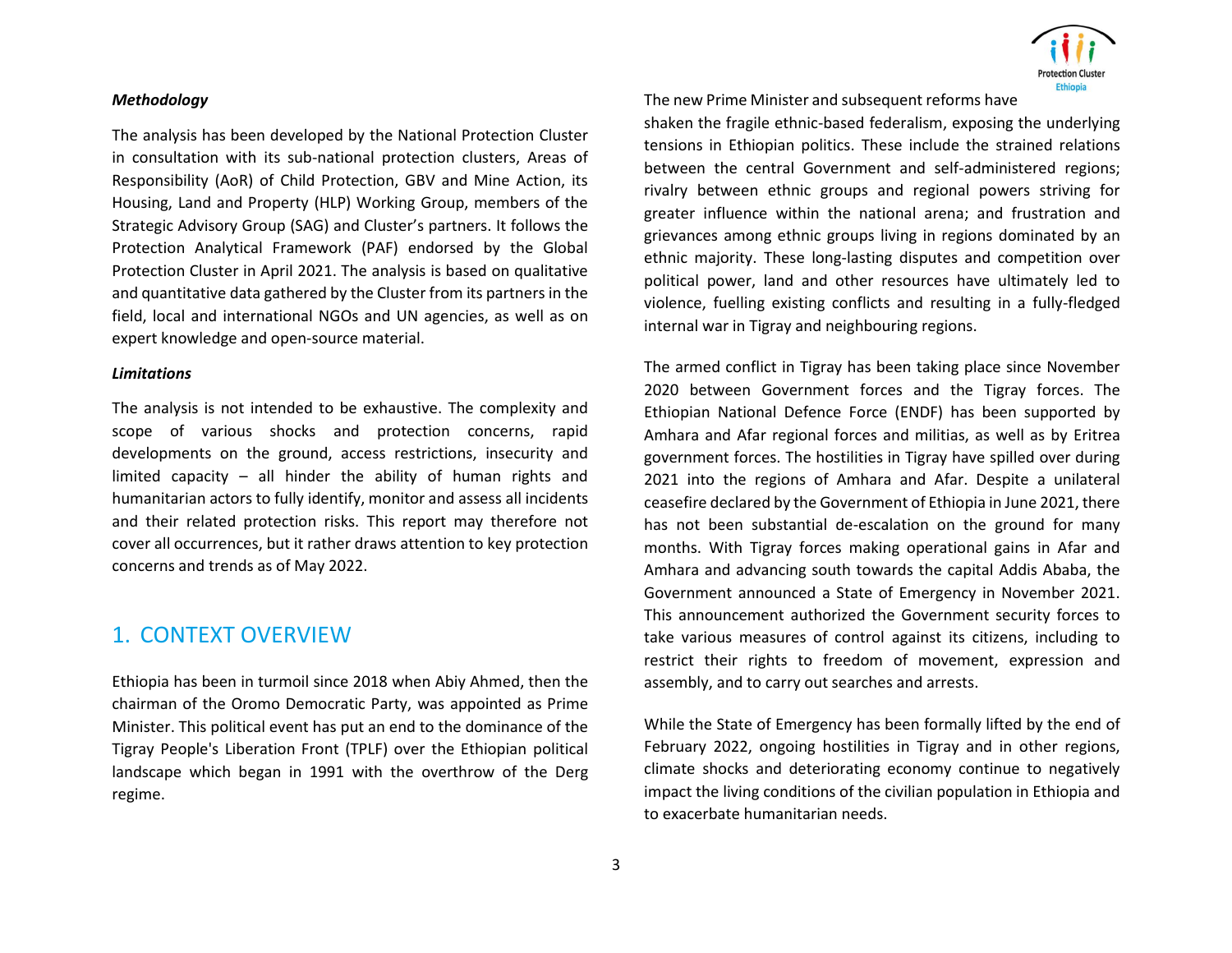***Methodology***

The analysis has been developed by the National Protection Cluster in consultation with its sub-national protection clusters, Areas of Responsibility (AoR) of Child Protection, GBV and Mine Action, its Housing, Land and Property (HLP) Working Group, members of the Strategic Advisory Group (SAG) and Cluster's partners. It follows the Protection Analytical Framework (PAF) endorsed by the Global Protection Cluster in April 2021. The analysis is based on qualitative and quantitative data gathered by the Cluster from its partners in the field, local and international NGOs and UN agencies, as well as on expert knowledge and open-source material.

***Limitations***

The analysis is not intended to be exhaustive. The complexity and scope of various shocks and protection concerns, rapid developments on the ground, access restrictions, insecurity and limited capacity – all hinder the ability of human rights and humanitarian actors to fully identify, monitor and assess all incidents and their related protection risks. This report may therefore not cover all occurrences, but it rather draws attention to key protection concerns and trends as of May 2022.

# 1. CONTEXT OVERVIEW

Ethiopia has been in turmoil since 2018 when Abiy Ahmed, then the chairman of the Oromo Democratic Party, was appointed as Prime Minister. This political event has put an end to the dominance of the Tigray People's Liberation Front (TPLF) over the Ethiopian political landscape which began in 1991 with the overthrow of the Derg regime.

The new Prime Minister and subsequent reforms have shaken the fragile ethnic-based federalism, exposing the underlying tensions in Ethiopian politics. These include the strained relations between the central Government and self-administered regions; rivalry between ethnic groups and regional powers striving for greater influence within the national arena; and frustration and grievances among ethnic groups living in regions dominated by an ethnic majority. These long-lasting disputes and competition over political power, land and other resources have ultimately led to violence, fuelling existing conflicts and resulting in a fully-fledged internal war in Tigray and neighbouring regions.

The armed conflict in Tigray has been taking place since November 2020 between Government forces and the Tigray forces. The Ethiopian National Defence Force (ENDF) has been supported by Amhara and Afar regional forces and militias, as well as by Eritrea government forces. The hostilities in Tigray have spilled over during 2021 into the regions of Amhara and Afar. Despite a unilateral ceasefire declared by the Government of Ethiopia in June 2021, there has not been substantial de-escalation on the ground for many months. With Tigray forces making operational gains in Afar and Amhara and advancing south towards the capital Addis Ababa, the Government announced a State of Emergency in November 2021. This announcement authorized the Government security forces to take various measures of control against its citizens, including to restrict their rights to freedom of movement, expression and assembly, and to carry out searches and arrests.

While the State of Emergency has been formally lifted by the end of February 2022, ongoing hostilities in Tigray and in other regions, climate shocks and deteriorating economy continue to negatively impact the living conditions of the civilian population in Ethiopia and to exacerbate humanitarian needs.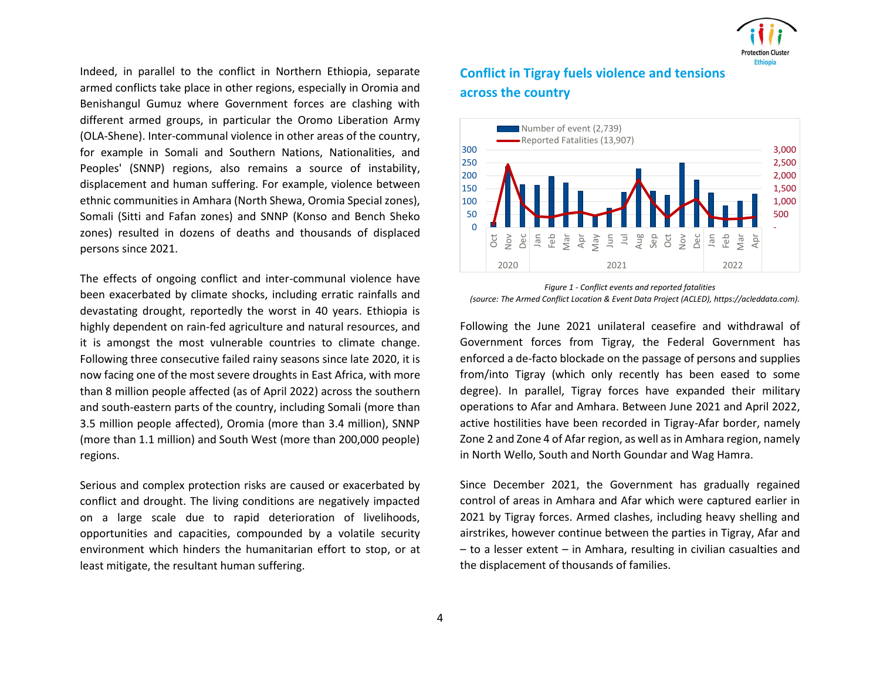Indeed, in parallel to the conflict in Northern Ethiopia, separate armed conflicts take place in other regions, especially in Oromia and Benishangul Gumuz where Government forces are clashing with different armed groups, in particular the Oromo Liberation Army (OLA-Shene). Inter-communal violence in other areas of the country, for example in Somali and Southern Nations, Nationalities, and Peoples' (SNNP) regions, also remains a source of instability, displacement and human suffering. For example, violence between ethnic communities in Amhara (North Shewa, Oromia Special zones), Somali (Sitti and Fafan zones) and SNNP (Konso and Bench Sheko zones) resulted in dozens of deaths and thousands of displaced persons since 2021.

The effects of ongoing conflict and inter-communal violence have been exacerbated by climate shocks, including erratic rainfalls and devastating drought, reportedly the worst in 40 years. Ethiopia is highly dependent on rain-fed agriculture and natural resources, and it is amongst the most vulnerable countries to climate change. Following three consecutive failed rainy seasons since late 2020, it is now facing one of the most severe droughts in East Africa, with more than 8 million people affected (as of April 2022) across the southern and south-eastern parts of the country, including Somali (more than 3.5 million people affected), Oromia (more than 3.4 million), SNNP (more than 1.1 million) and South West (more than 200,000 people) regions.

Serious and complex protection risks are caused or exacerbated by conflict and drought. The living conditions are negatively impacted on a large scale due to rapid deterioration of livelihoods, opportunities and capacities, compounded by a volatile security environment which hinders the humanitarian effort to stop, or at least mitigate, the resultant human suffering.

## Conflict in Tigray fuels violence and tensions across the country

*Figure 1 - Conflict events and reported fatalities*
*(source: The Armed Conflict Location & Event Data Project (ACLED), https://acleddata.com).*

Following the June 2021 unilateral ceasefire and withdrawal of Government forces from Tigray, the Federal Government has enforced a de-facto blockade on the passage of persons and supplies from/into Tigray (which only recently has been eased to some degree). In parallel, Tigray forces have expanded their military operations to Afar and Amhara. Between June 2021 and April 2022, active hostilities have been recorded in Tigray-Afar border, namely Zone 2 and Zone 4 of Afar region, as well as in Amhara region, namely in North Wello, South and North Goundar and Wag Hamra.

Since December 2021, the Government has gradually regained control of areas in Amhara and Afar which were captured earlier in 2021 by Tigray forces. Armed clashes, including heavy shelling and airstrikes, however continue between the parties in Tigray, Afar and – to a lesser extent – in Amhara, resulting in civilian casualties and the displacement of thousands of families.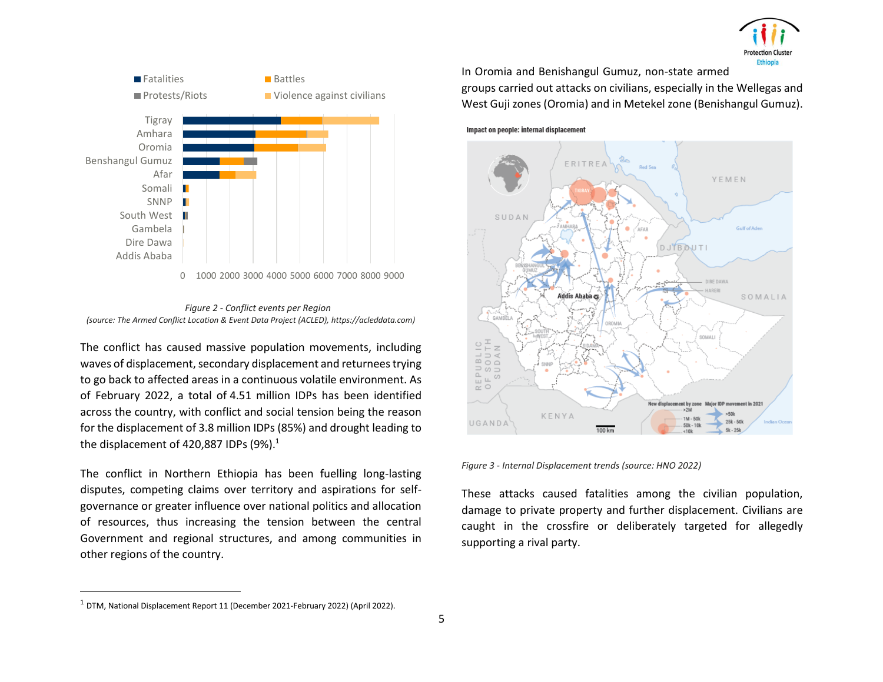Figure 2 - Conflict events per Region
(source: The Armed Conflict Location & Event Data Project (ACLED), https://acleddata.com)

The conflict has caused massive population movements, including waves of displacement, secondary displacement and returnees trying to go back to affected areas in a continuous volatile environment. As of February 2022, a total of 4.51 million IDPs has been identified across the country, with conflict and social tension being the reason for the displacement of 3.8 million IDPs (85%) and drought leading to the displacement of 420,887 IDPs (9%).[1]

The conflict in Northern Ethiopia has been fuelling long-lasting disputes, competing claims over territory and aspirations for self-governance or greater influence over national politics and allocation of resources, thus increasing the tension between the central Government and regional structures, and among communities in other regions of the country.

In Oromia and Benishangul Gumuz, non-state armed groups carried out attacks on civilians, especially in the Wellegas and West Guji zones (Oromia) and in Metekel zone (Benishangul Gumuz).

Figure 3 - Internal Displacement trends (source: HNO 2022)

These attacks caused fatalities among the civilian population, damage to private property and further displacement. Civilians are caught in the crossfire or deliberately targeted for allegedly supporting a rival party.

[1] DTM, National Displacement Report 11 (December 2021-February 2022) (April 2022).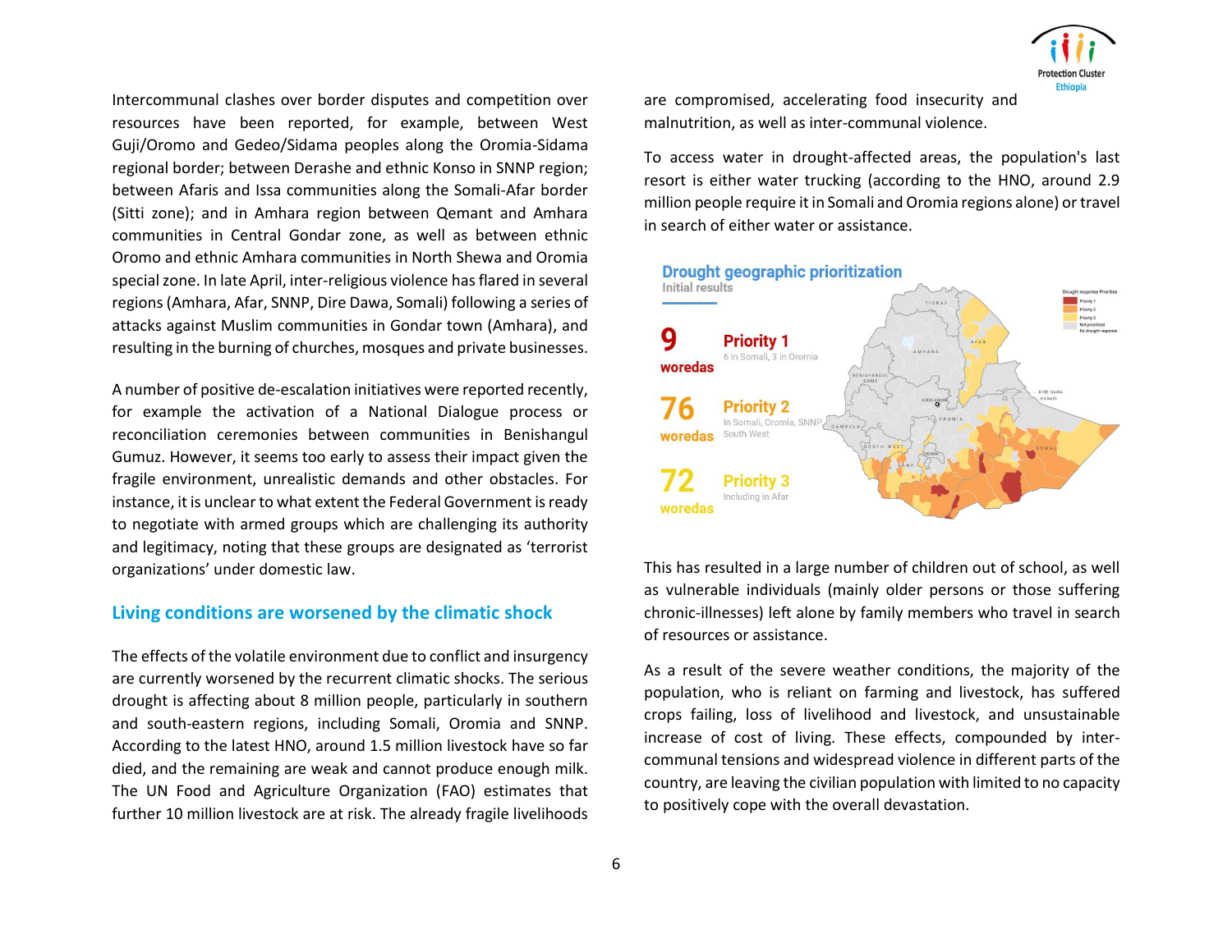Intercommunal clashes over border disputes and competition over resources have been reported, for example, between West Guji/Oromo and Gedeo/Sidama peoples along the Oromia-Sidama regional border; between Derashe and ethnic Konso in SNNP region; between Afaris and Issa communities along the Somali-Afar border (Sitti zone); and in Amhara region between Qemant and Amhara communities in Central Gondar zone, as well as between ethnic Oromo and ethnic Amhara communities in North Shewa and Oromia special zone. In late April, inter-religious violence has flared in several regions (Amhara, Afar, SNNP, Dire Dawa, Somali) following a series of attacks against Muslim communities in Gondar town (Amhara), and resulting in the burning of churches, mosques and private businesses.

A number of positive de-escalation initiatives were reported recently, for example the activation of a National Dialogue process or reconciliation ceremonies between communities in Benishangul Gumuz. However, it seems too early to assess their impact given the fragile environment, unrealistic demands and other obstacles. For instance, it is unclear to what extent the Federal Government is ready to negotiate with armed groups which are challenging its authority and legitimacy, noting that these groups are designated as 'terrorist organizations' under domestic law.

## Living conditions are worsened by the climatic shock

The effects of the volatile environment due to conflict and insurgency are currently worsened by the recurrent climatic shocks. The serious drought is affecting about 8 million people, particularly in southern and south-eastern regions, including Somali, Oromia and SNNP. According to the latest HNO, around 1.5 million livestock have so far died, and the remaining are weak and cannot produce enough milk. The UN Food and Agriculture Organization (FAO) estimates that further 10 million livestock are at risk. The already fragile livelihoods are compromised, accelerating food insecurity and malnutrition, as well as inter-communal violence.

To access water in drought-affected areas, the population's last resort is either water trucking (according to the HNO, around 2.9 million people require it in Somali and Oromia regions alone) or travel in search of either water or assistance.

**Drought geographic prioritization**
Initial results

**9 woredas** — **Priority 1**: 6 in Somali, 3 in Oromia

**76 woredas** — **Priority 2**: In Somali, Oromia, SNNP, South West

**72 woredas** — **Priority 3**: Including in Afar

This has resulted in a large number of children out of school, as well as vulnerable individuals (mainly older persons or those suffering chronic-illnesses) left alone by family members who travel in search of resources or assistance.

As a result of the severe weather conditions, the majority of the population, who is reliant on farming and livestock, has suffered crops failing, loss of livelihood and livestock, and unsustainable increase of cost of living. These effects, compounded by inter-communal tensions and widespread violence in different parts of the country, are leaving the civilian population with limited to no capacity to positively cope with the overall devastation.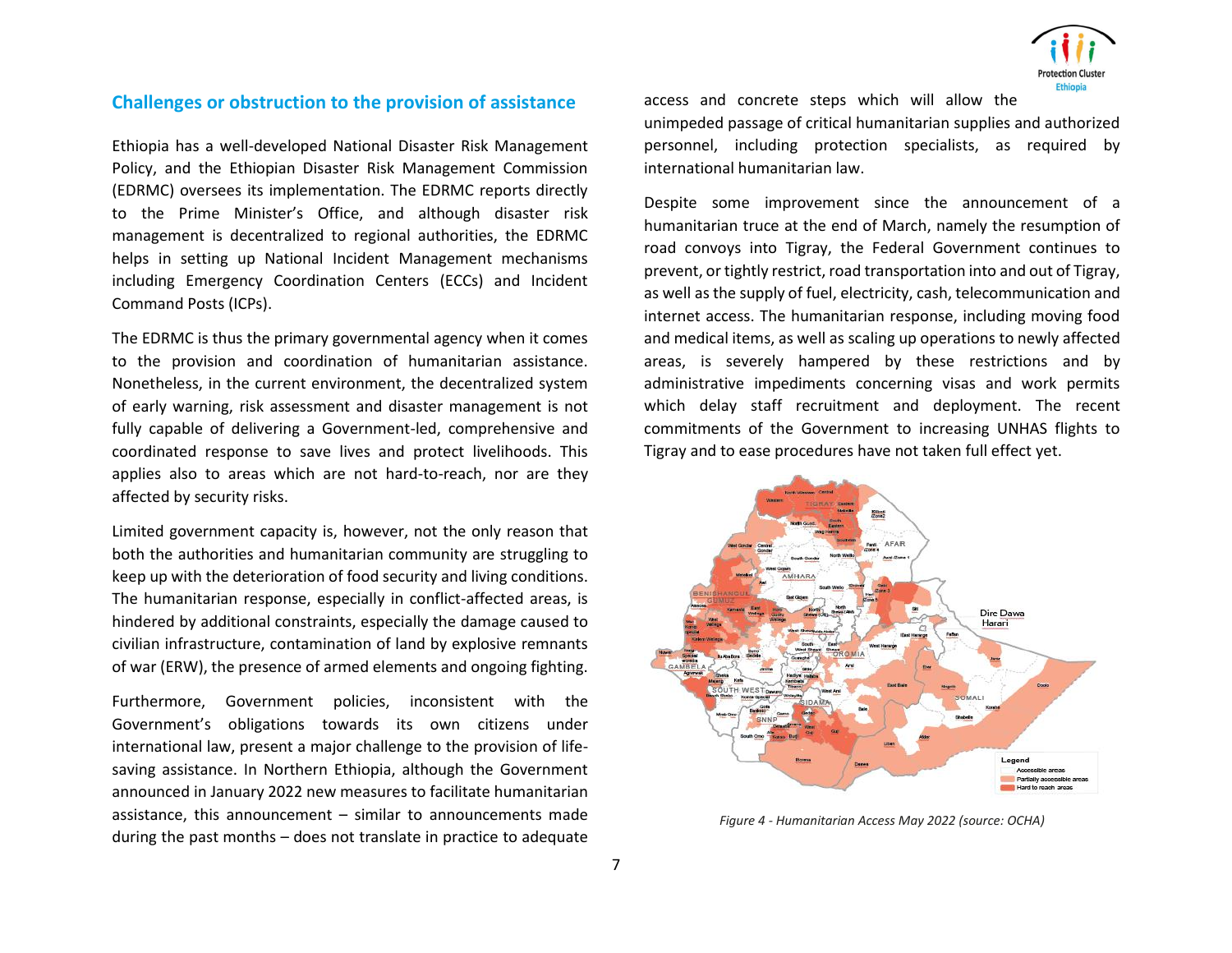## Challenges or obstruction to the provision of assistance

Ethiopia has a well-developed National Disaster Risk Management Policy, and the Ethiopian Disaster Risk Management Commission (EDRMC) oversees its implementation. The EDRMC reports directly to the Prime Minister's Office, and although disaster risk management is decentralized to regional authorities, the EDRMC helps in setting up National Incident Management mechanisms including Emergency Coordination Centers (ECCs) and Incident Command Posts (ICPs).

The EDRMC is thus the primary governmental agency when it comes to the provision and coordination of humanitarian assistance. Nonetheless, in the current environment, the decentralized system of early warning, risk assessment and disaster management is not fully capable of delivering a Government-led, comprehensive and coordinated response to save lives and protect livelihoods. This applies also to areas which are not hard-to-reach, nor are they affected by security risks.

Limited government capacity is, however, not the only reason that both the authorities and humanitarian community are struggling to keep up with the deterioration of food security and living conditions. The humanitarian response, especially in conflict-affected areas, is hindered by additional constraints, especially the damage caused to civilian infrastructure, contamination of land by explosive remnants of war (ERW), the presence of armed elements and ongoing fighting.

Furthermore, Government policies, inconsistent with the Government's obligations towards its own citizens under international law, present a major challenge to the provision of life-saving assistance. In Northern Ethiopia, although the Government announced in January 2022 new measures to facilitate humanitarian assistance, this announcement – similar to announcements made during the past months – does not translate in practice to adequate access and concrete steps which will allow the unimpeded passage of critical humanitarian supplies and authorized personnel, including protection specialists, as required by international humanitarian law.

Despite some improvement since the announcement of a humanitarian truce at the end of March, namely the resumption of road convoys into Tigray, the Federal Government continues to prevent, or tightly restrict, road transportation into and out of Tigray, as well as the supply of fuel, electricity, cash, telecommunication and internet access. The humanitarian response, including moving food and medical items, as well as scaling up operations to newly affected areas, is severely hampered by these restrictions and by administrative impediments concerning visas and work permits which delay staff recruitment and deployment. The recent commitments of the Government to increasing UNHAS flights to Tigray and to ease procedures have not taken full effect yet.

*Figure 4 - Humanitarian Access May 2022 (source: OCHA)*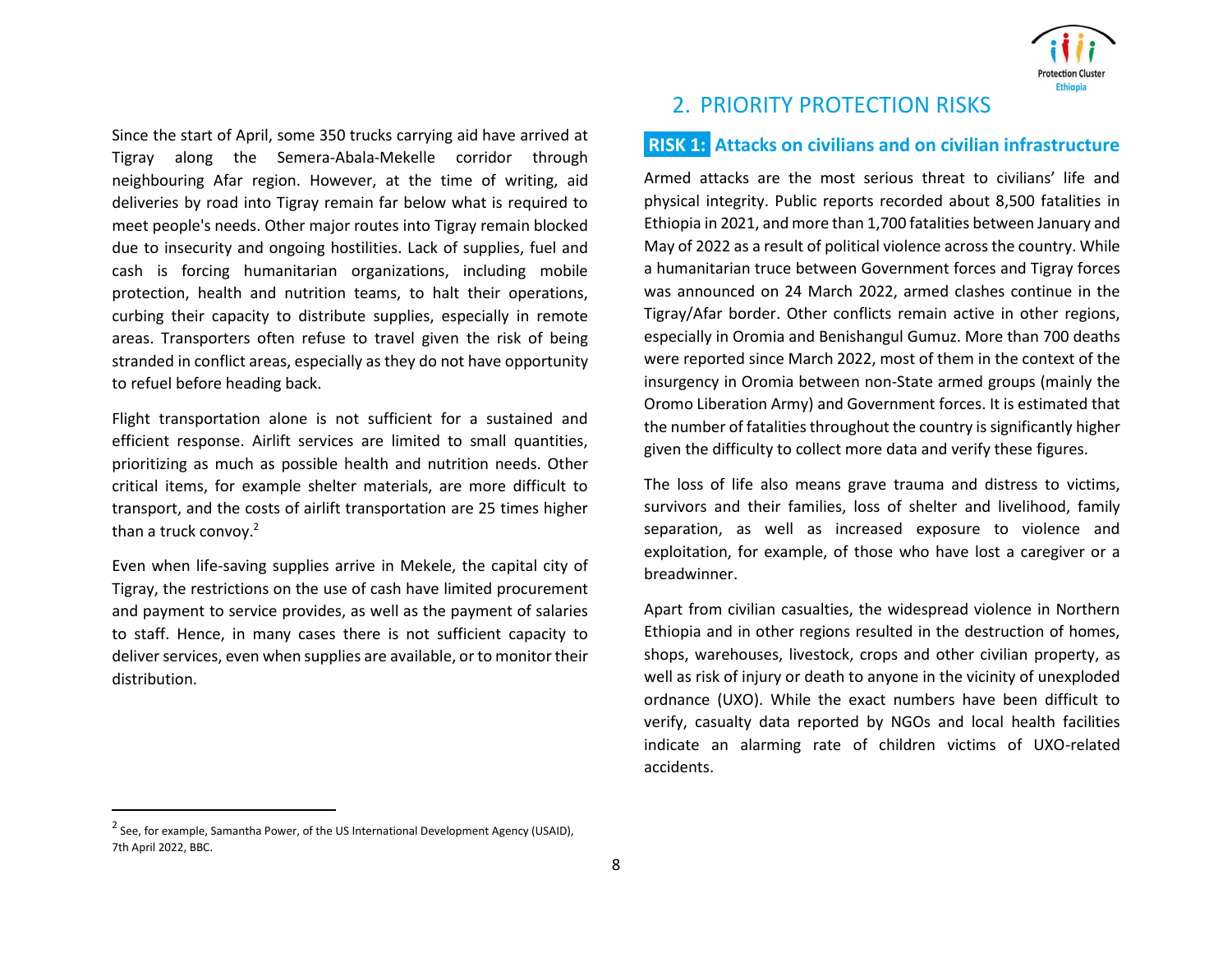Since the start of April, some 350 trucks carrying aid have arrived at Tigray along the Semera-Abala-Mekelle corridor through neighbouring Afar region. However, at the time of writing, aid deliveries by road into Tigray remain far below what is required to meet people's needs. Other major routes into Tigray remain blocked due to insecurity and ongoing hostilities. Lack of supplies, fuel and cash is forcing humanitarian organizations, including mobile protection, health and nutrition teams, to halt their operations, curbing their capacity to distribute supplies, especially in remote areas. Transporters often refuse to travel given the risk of being stranded in conflict areas, especially as they do not have opportunity to refuel before heading back.

Flight transportation alone is not sufficient for a sustained and efficient response. Airlift services are limited to small quantities, prioritizing as much as possible health and nutrition needs. Other critical items, for example shelter materials, are more difficult to transport, and the costs of airlift transportation are 25 times higher than a truck convoy.[2]

Even when life-saving supplies arrive in Mekele, the capital city of Tigray, the restrictions on the use of cash have limited procurement and payment to service provides, as well as the payment of salaries to staff. Hence, in many cases there is not sufficient capacity to deliver services, even when supplies are available, or to monitor their distribution.

## 2. PRIORITY PROTECTION RISKS

### RISK 1: Attacks on civilians and on civilian infrastructure

Armed attacks are the most serious threat to civilians' life and physical integrity. Public reports recorded about 8,500 fatalities in Ethiopia in 2021, and more than 1,700 fatalities between January and May of 2022 as a result of political violence across the country. While a humanitarian truce between Government forces and Tigray forces was announced on 24 March 2022, armed clashes continue in the Tigray/Afar border. Other conflicts remain active in other regions, especially in Oromia and Benishangul Gumuz. More than 700 deaths were reported since March 2022, most of them in the context of the insurgency in Oromia between non-State armed groups (mainly the Oromo Liberation Army) and Government forces. It is estimated that the number of fatalities throughout the country is significantly higher given the difficulty to collect more data and verify these figures.

The loss of life also means grave trauma and distress to victims, survivors and their families, loss of shelter and livelihood, family separation, as well as increased exposure to violence and exploitation, for example, of those who have lost a caregiver or a breadwinner.

Apart from civilian casualties, the widespread violence in Northern Ethiopia and in other regions resulted in the destruction of homes, shops, warehouses, livestock, crops and other civilian property, as well as risk of injury or death to anyone in the vicinity of unexploded ordnance (UXO). While the exact numbers have been difficult to verify, casualty data reported by NGOs and local health facilities indicate an alarming rate of children victims of UXO-related accidents.

---

[2] See, for example, Samantha Power, of the US International Development Agency (USAID), 7th April 2022, BBC.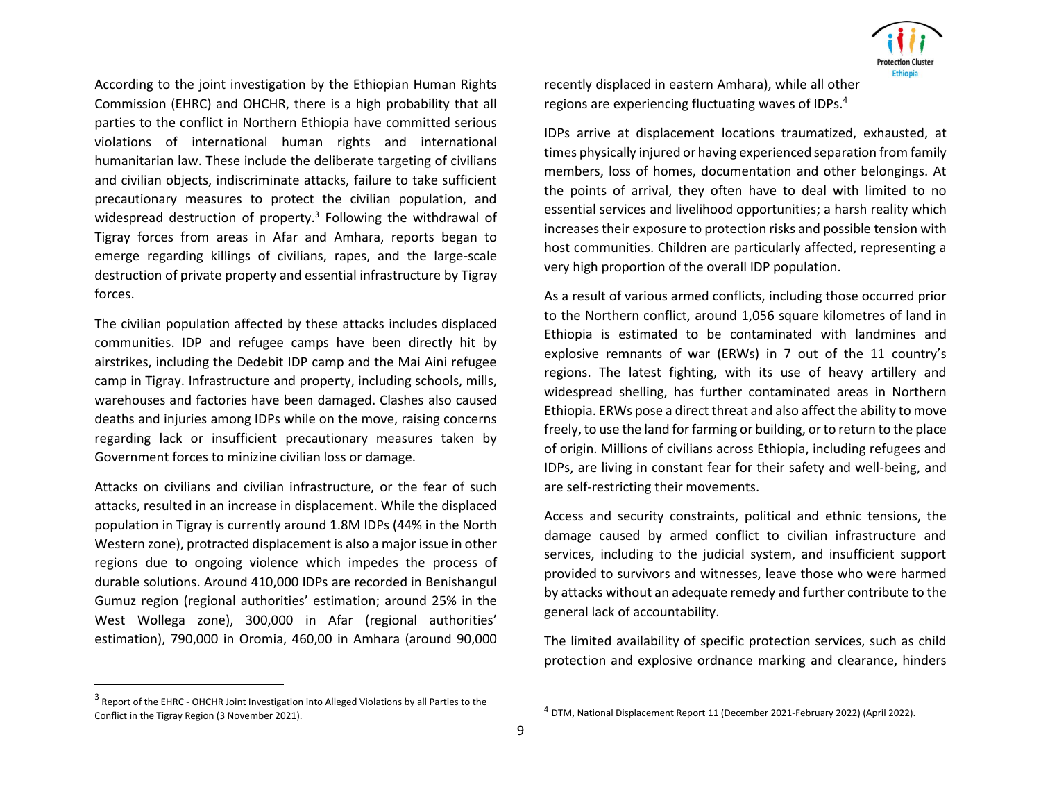According to the joint investigation by the Ethiopian Human Rights Commission (EHRC) and OHCHR, there is a high probability that all parties to the conflict in Northern Ethiopia have committed serious violations of international human rights and international humanitarian law. These include the deliberate targeting of civilians and civilian objects, indiscriminate attacks, failure to take sufficient precautionary measures to protect the civilian population, and widespread destruction of property.[3] Following the withdrawal of Tigray forces from areas in Afar and Amhara, reports began to emerge regarding killings of civilians, rapes, and the large-scale destruction of private property and essential infrastructure by Tigray forces.

The civilian population affected by these attacks includes displaced communities. IDP and refugee camps have been directly hit by airstrikes, including the Dedebit IDP camp and the Mai Aini refugee camp in Tigray. Infrastructure and property, including schools, mills, warehouses and factories have been damaged. Clashes also caused deaths and injuries among IDPs while on the move, raising concerns regarding lack or insufficient precautionary measures taken by Government forces to minizine civilian loss or damage.

Attacks on civilians and civilian infrastructure, or the fear of such attacks, resulted in an increase in displacement. While the displaced population in Tigray is currently around 1.8M IDPs (44% in the North Western zone), protracted displacement is also a major issue in other regions due to ongoing violence which impedes the process of durable solutions. Around 410,000 IDPs are recorded in Benishangul Gumuz region (regional authorities' estimation; around 25% in the West Wollega zone), 300,000 in Afar (regional authorities' estimation), 790,000 in Oromia, 460,00 in Amhara (around 90,000 recently displaced in eastern Amhara), while all other regions are experiencing fluctuating waves of IDPs.[4]

IDPs arrive at displacement locations traumatized, exhausted, at times physically injured or having experienced separation from family members, loss of homes, documentation and other belongings. At the points of arrival, they often have to deal with limited to no essential services and livelihood opportunities; a harsh reality which increases their exposure to protection risks and possible tension with host communities. Children are particularly affected, representing a very high proportion of the overall IDP population.

As a result of various armed conflicts, including those occurred prior to the Northern conflict, around 1,056 square kilometres of land in Ethiopia is estimated to be contaminated with landmines and explosive remnants of war (ERWs) in 7 out of the 11 country's regions. The latest fighting, with its use of heavy artillery and widespread shelling, has further contaminated areas in Northern Ethiopia. ERWs pose a direct threat and also affect the ability to move freely, to use the land for farming or building, or to return to the place of origin. Millions of civilians across Ethiopia, including refugees and IDPs, are living in constant fear for their safety and well-being, and are self-restricting their movements.

Access and security constraints, political and ethnic tensions, the damage caused by armed conflict to civilian infrastructure and services, including to the judicial system, and insufficient support provided to survivors and witnesses, leave those who were harmed by attacks without an adequate remedy and further contribute to the general lack of accountability.

The limited availability of specific protection services, such as child protection and explosive ordnance marking and clearance, hinders

---

[3] Report of the EHRC - OHCHR Joint Investigation into Alleged Violations by all Parties to the Conflict in the Tigray Region (3 November 2021).

[4] DTM, National Displacement Report 11 (December 2021-February 2022) (April 2022).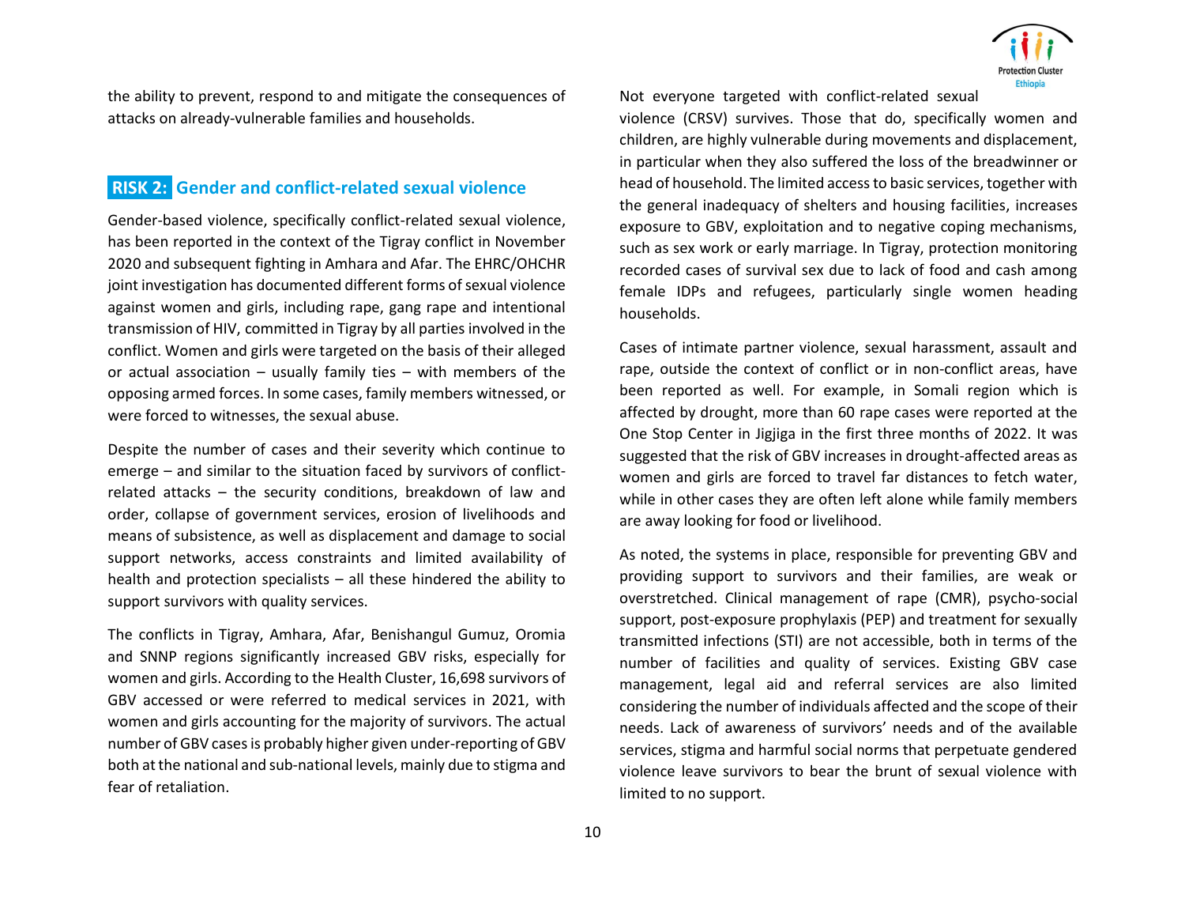the ability to prevent, respond to and mitigate the consequences of attacks on already-vulnerable families and households.

## RISK 2: Gender and conflict-related sexual violence

Gender-based violence, specifically conflict-related sexual violence, has been reported in the context of the Tigray conflict in November 2020 and subsequent fighting in Amhara and Afar. The EHRC/OHCHR joint investigation has documented different forms of sexual violence against women and girls, including rape, gang rape and intentional transmission of HIV, committed in Tigray by all parties involved in the conflict. Women and girls were targeted on the basis of their alleged or actual association – usually family ties – with members of the opposing armed forces. In some cases, family members witnessed, or were forced to witnesses, the sexual abuse.

Despite the number of cases and their severity which continue to emerge – and similar to the situation faced by survivors of conflict-related attacks – the security conditions, breakdown of law and order, collapse of government services, erosion of livelihoods and means of subsistence, as well as displacement and damage to social support networks, access constraints and limited availability of health and protection specialists – all these hindered the ability to support survivors with quality services.

The conflicts in Tigray, Amhara, Afar, Benishangul Gumuz, Oromia and SNNP regions significantly increased GBV risks, especially for women and girls. According to the Health Cluster, 16,698 survivors of GBV accessed or were referred to medical services in 2021, with women and girls accounting for the majority of survivors. The actual number of GBV cases is probably higher given under-reporting of GBV both at the national and sub-national levels, mainly due to stigma and fear of retaliation.

Not everyone targeted with conflict-related sexual violence (CRSV) survives. Those that do, specifically women and children, are highly vulnerable during movements and displacement, in particular when they also suffered the loss of the breadwinner or head of household. The limited access to basic services, together with the general inadequacy of shelters and housing facilities, increases exposure to GBV, exploitation and to negative coping mechanisms, such as sex work or early marriage. In Tigray, protection monitoring recorded cases of survival sex due to lack of food and cash among female IDPs and refugees, particularly single women heading households.

Cases of intimate partner violence, sexual harassment, assault and rape, outside the context of conflict or in non-conflict areas, have been reported as well. For example, in Somali region which is affected by drought, more than 60 rape cases were reported at the One Stop Center in Jigjiga in the first three months of 2022. It was suggested that the risk of GBV increases in drought-affected areas as women and girls are forced to travel far distances to fetch water, while in other cases they are often left alone while family members are away looking for food or livelihood.

As noted, the systems in place, responsible for preventing GBV and providing support to survivors and their families, are weak or overstretched. Clinical management of rape (CMR), psycho-social support, post-exposure prophylaxis (PEP) and treatment for sexually transmitted infections (STI) are not accessible, both in terms of the number of facilities and quality of services. Existing GBV case management, legal aid and referral services are also limited considering the number of individuals affected and the scope of their needs. Lack of awareness of survivors' needs and of the available services, stigma and harmful social norms that perpetuate gendered violence leave survivors to bear the brunt of sexual violence with limited to no support.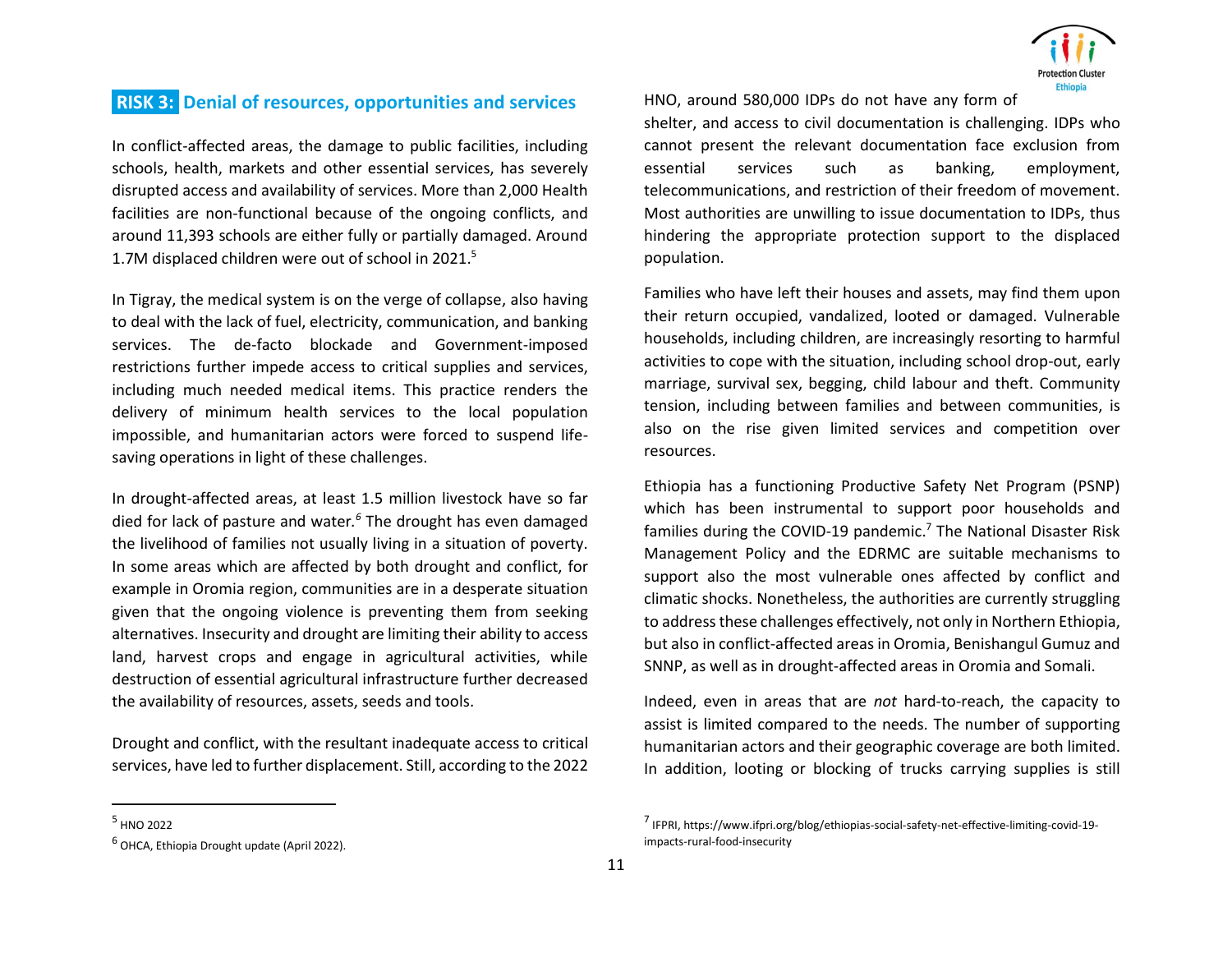## RISK 3: Denial of resources, opportunities and services

In conflict-affected areas, the damage to public facilities, including schools, health, markets and other essential services, has severely disrupted access and availability of services. More than 2,000 Health facilities are non-functional because of the ongoing conflicts, and around 11,393 schools are either fully or partially damaged. Around 1.7M displaced children were out of school in 2021.[5]

In Tigray, the medical system is on the verge of collapse, also having to deal with the lack of fuel, electricity, communication, and banking services. The de-facto blockade and Government-imposed restrictions further impede access to critical supplies and services, including much needed medical items. This practice renders the delivery of minimum health services to the local population impossible, and humanitarian actors were forced to suspend life-saving operations in light of these challenges.

In drought-affected areas, at least 1.5 million livestock have so far died for lack of pasture and water.[6] The drought has even damaged the livelihood of families not usually living in a situation of poverty. In some areas which are affected by both drought and conflict, for example in Oromia region, communities are in a desperate situation given that the ongoing violence is preventing them from seeking alternatives. Insecurity and drought are limiting their ability to access land, harvest crops and engage in agricultural activities, while destruction of essential agricultural infrastructure further decreased the availability of resources, assets, seeds and tools.

Drought and conflict, with the resultant inadequate access to critical services, have led to further displacement. Still, according to the 2022 HNO, around 580,000 IDPs do not have any form of shelter, and access to civil documentation is challenging. IDPs who cannot present the relevant documentation face exclusion from essential services such as banking, employment, telecommunications, and restriction of their freedom of movement. Most authorities are unwilling to issue documentation to IDPs, thus hindering the appropriate protection support to the displaced population.

Families who have left their houses and assets, may find them upon their return occupied, vandalized, looted or damaged. Vulnerable households, including children, are increasingly resorting to harmful activities to cope with the situation, including school drop-out, early marriage, survival sex, begging, child labour and theft. Community tension, including between families and between communities, is also on the rise given limited services and competition over resources.

Ethiopia has a functioning Productive Safety Net Program (PSNP) which has been instrumental to support poor households and families during the COVID-19 pandemic.[7] The National Disaster Risk Management Policy and the EDRMC are suitable mechanisms to support also the most vulnerable ones affected by conflict and climatic shocks. Nonetheless, the authorities are currently struggling to address these challenges effectively, not only in Northern Ethiopia, but also in conflict-affected areas in Oromia, Benishangul Gumuz and SNNP, as well as in drought-affected areas in Oromia and Somali.

Indeed, even in areas that are *not* hard-to-reach, the capacity to assist is limited compared to the needs. The number of supporting humanitarian actors and their geographic coverage are both limited. In addition, looting or blocking of trucks carrying supplies is still

---

[5] HNO 2022

[6] OHCA, Ethiopia Drought update (April 2022).

[7] IFPRI, https://www.ifpri.org/blog/ethiopias-social-safety-net-effective-limiting-covid-19-impacts-rural-food-insecurity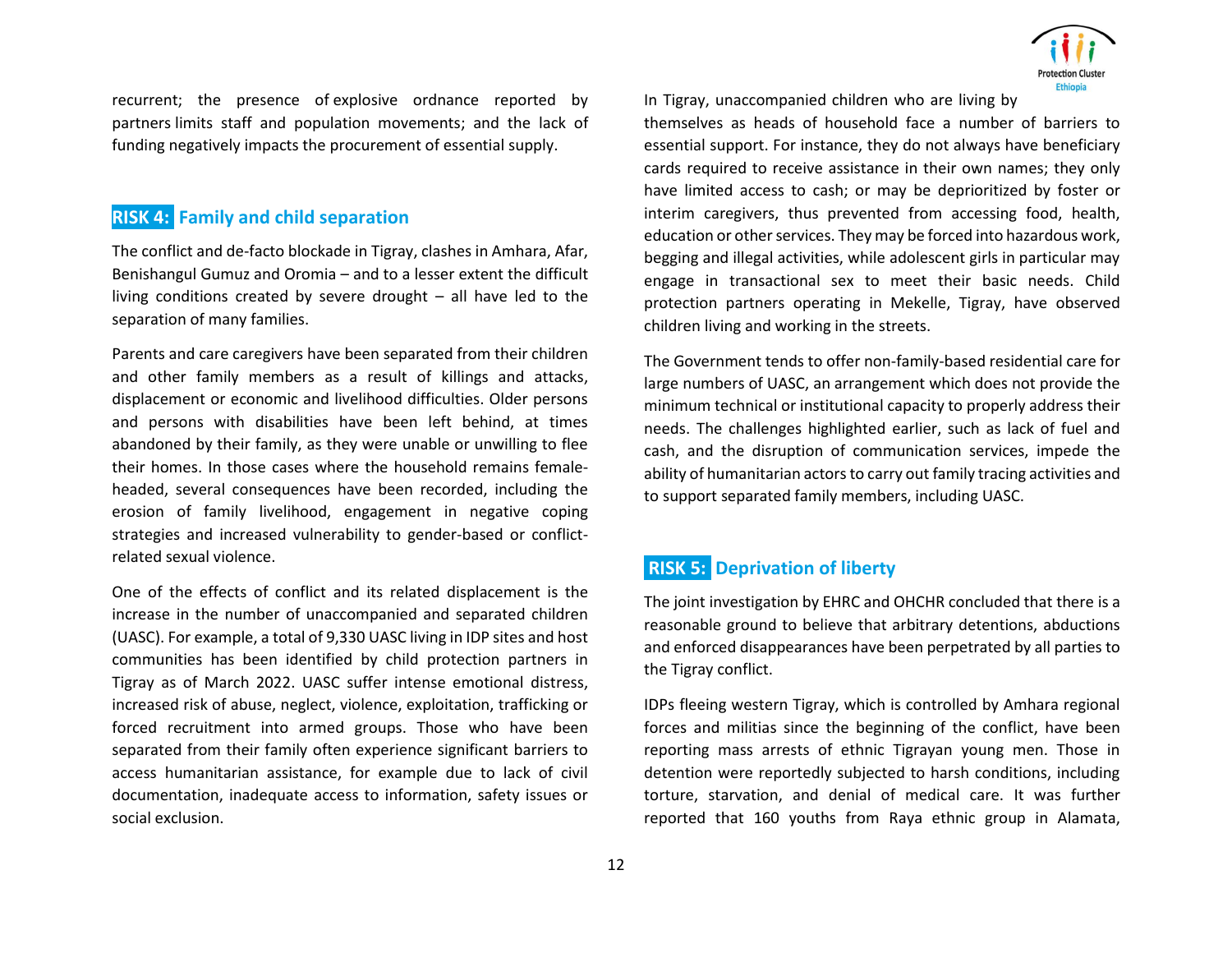recurrent; the presence of explosive ordnance reported by partners limits staff and population movements; and the lack of funding negatively impacts the procurement of essential supply.

## RISK 4: Family and child separation

The conflict and de-facto blockade in Tigray, clashes in Amhara, Afar, Benishangul Gumuz and Oromia – and to a lesser extent the difficult living conditions created by severe drought – all have led to the separation of many families.

Parents and care caregivers have been separated from their children and other family members as a result of killings and attacks, displacement or economic and livelihood difficulties. Older persons and persons with disabilities have been left behind, at times abandoned by their family, as they were unable or unwilling to flee their homes. In those cases where the household remains female-headed, several consequences have been recorded, including the erosion of family livelihood, engagement in negative coping strategies and increased vulnerability to gender-based or conflict-related sexual violence.

One of the effects of conflict and its related displacement is the increase in the number of unaccompanied and separated children (UASC). For example, a total of 9,330 UASC living in IDP sites and host communities has been identified by child protection partners in Tigray as of March 2022. UASC suffer intense emotional distress, increased risk of abuse, neglect, violence, exploitation, trafficking or forced recruitment into armed groups. Those who have been separated from their family often experience significant barriers to access humanitarian assistance, for example due to lack of civil documentation, inadequate access to information, safety issues or social exclusion.

In Tigray, unaccompanied children who are living by themselves as heads of household face a number of barriers to essential support. For instance, they do not always have beneficiary cards required to receive assistance in their own names; they only have limited access to cash; or may be deprioritized by foster or interim caregivers, thus prevented from accessing food, health, education or other services. They may be forced into hazardous work, begging and illegal activities, while adolescent girls in particular may engage in transactional sex to meet their basic needs. Child protection partners operating in Mekelle, Tigray, have observed children living and working in the streets.

The Government tends to offer non-family-based residential care for large numbers of UASC, an arrangement which does not provide the minimum technical or institutional capacity to properly address their needs. The challenges highlighted earlier, such as lack of fuel and cash, and the disruption of communication services, impede the ability of humanitarian actors to carry out family tracing activities and to support separated family members, including UASC.

## RISK 5: Deprivation of liberty

The joint investigation by EHRC and OHCHR concluded that there is a reasonable ground to believe that arbitrary detentions, abductions and enforced disappearances have been perpetrated by all parties to the Tigray conflict.

IDPs fleeing western Tigray, which is controlled by Amhara regional forces and militias since the beginning of the conflict, have been reporting mass arrests of ethnic Tigrayan young men. Those in detention were reportedly subjected to harsh conditions, including torture, starvation, and denial of medical care. It was further reported that 160 youths from Raya ethnic group in Alamata,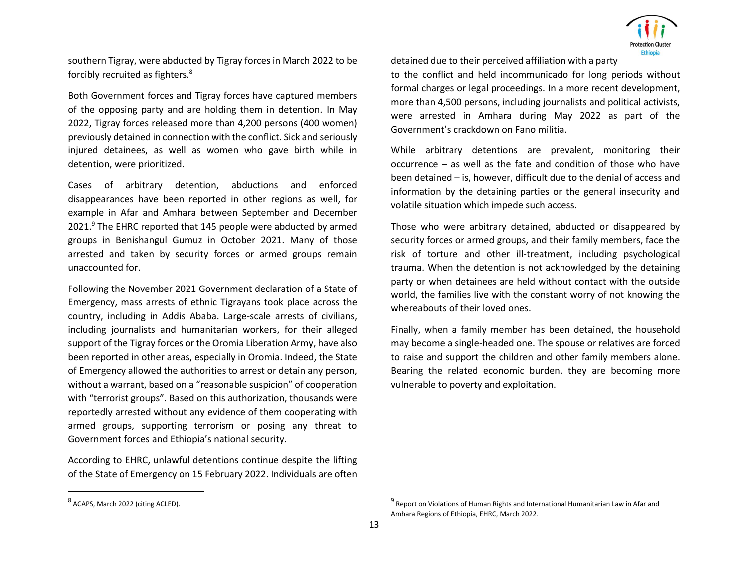southern Tigray, were abducted by Tigray forces in March 2022 to be forcibly recruited as fighters.[8]

Both Government forces and Tigray forces have captured members of the opposing party and are holding them in detention. In May 2022, Tigray forces released more than 4,200 persons (400 women) previously detained in connection with the conflict. Sick and seriously injured detainees, as well as women who gave birth while in detention, were prioritized.

Cases of arbitrary detention, abductions and enforced disappearances have been reported in other regions as well, for example in Afar and Amhara between September and December 2021.[9] The EHRC reported that 145 people were abducted by armed groups in Benishangul Gumuz in October 2021. Many of those arrested and taken by security forces or armed groups remain unaccounted for.

Following the November 2021 Government declaration of a State of Emergency, mass arrests of ethnic Tigrayans took place across the country, including in Addis Ababa. Large-scale arrests of civilians, including journalists and humanitarian workers, for their alleged support of the Tigray forces or the Oromia Liberation Army, have also been reported in other areas, especially in Oromia. Indeed, the State of Emergency allowed the authorities to arrest or detain any person, without a warrant, based on a "reasonable suspicion" of cooperation with "terrorist groups". Based on this authorization, thousands were reportedly arrested without any evidence of them cooperating with armed groups, supporting terrorism or posing any threat to Government forces and Ethiopia's national security.

According to EHRC, unlawful detentions continue despite the lifting of the State of Emergency on 15 February 2022. Individuals are often detained due to their perceived affiliation with a party to the conflict and held incommunicado for long periods without formal charges or legal proceedings. In a more recent development, more than 4,500 persons, including journalists and political activists, were arrested in Amhara during May 2022 as part of the Government's crackdown on Fano militia.

While arbitrary detentions are prevalent, monitoring their occurrence – as well as the fate and condition of those who have been detained – is, however, difficult due to the denial of access and information by the detaining parties or the general insecurity and volatile situation which impede such access.

Those who were arbitrary detained, abducted or disappeared by security forces or armed groups, and their family members, face the risk of torture and other ill-treatment, including psychological trauma. When the detention is not acknowledged by the detaining party or when detainees are held without contact with the outside world, the families live with the constant worry of not knowing the whereabouts of their loved ones.

Finally, when a family member has been detained, the household may become a single-headed one. The spouse or relatives are forced to raise and support the children and other family members alone. Bearing the related economic burden, they are becoming more vulnerable to poverty and exploitation.

---

[8] ACAPS, March 2022 (citing ACLED).

[9] Report on Violations of Human Rights and International Humanitarian Law in Afar and Amhara Regions of Ethiopia, EHRC, March 2022.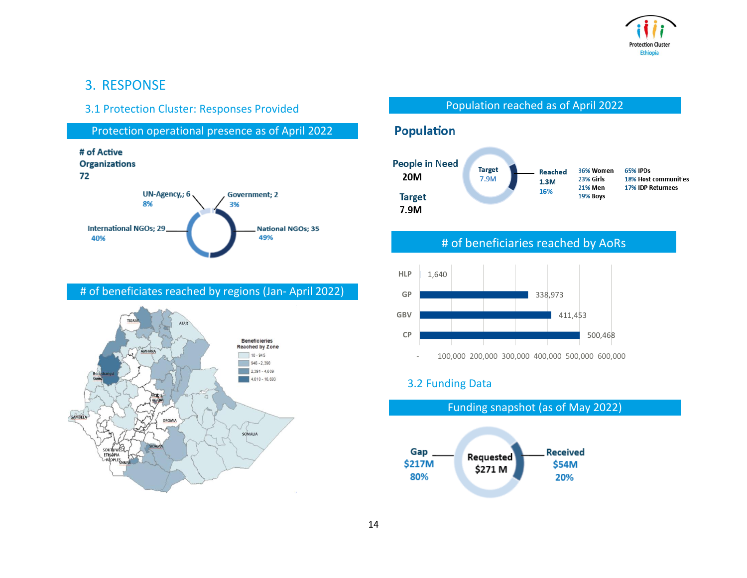# 3. RESPONSE

## 3.1 Protection Cluster: Responses Provided

### Protection operational presence as of April 2022

**# of Active Organizations**
**72**

- UN-Agency,; 6 — 8%
- Government; 2 — 3%
- International NGOs; 29 — 40%
- National NGOs; 35 — 49%

### # of beneficiates reached by regions (Jan- April 2022)

Beneficiaries Reached by Zone

- 10 - 945
- 946 - 2,390
- 2,391 - 4,609
- 4,610 - 16,693

TIGRAY, AFAR, AMHARA, Benishangul Gumz, ADDIS ABABA, GAMBELA, OROMIA, SOMALIA, SIDAMA, SOUTH WEST ETHIOPIA PEOPLES, SNNPR

### Population reached as of April 2022

**Population**

People in Need **20M**

Target **7.9M**

Target 7.9M

Reached **1.3M** 16%

- 36% Women
- 23% Girls
- 21% Men
- 19% Boys

- 65% IPDs
- 18% Host communities
- 17% IDP Returnees

### # of beneficiaries reached by AoRs

| AoR | Beneficiaries |
|---|---|
| HLP | 1,640 |
| GP | 338,973 |
| GBV | 411,453 |
| CP | 500,468 |

## 3.2 Funding Data

### Funding snapshot (as of May 2022)

**Requested $271 M**

- **Gap** $217M — 80%
- **Received** $54M — 20%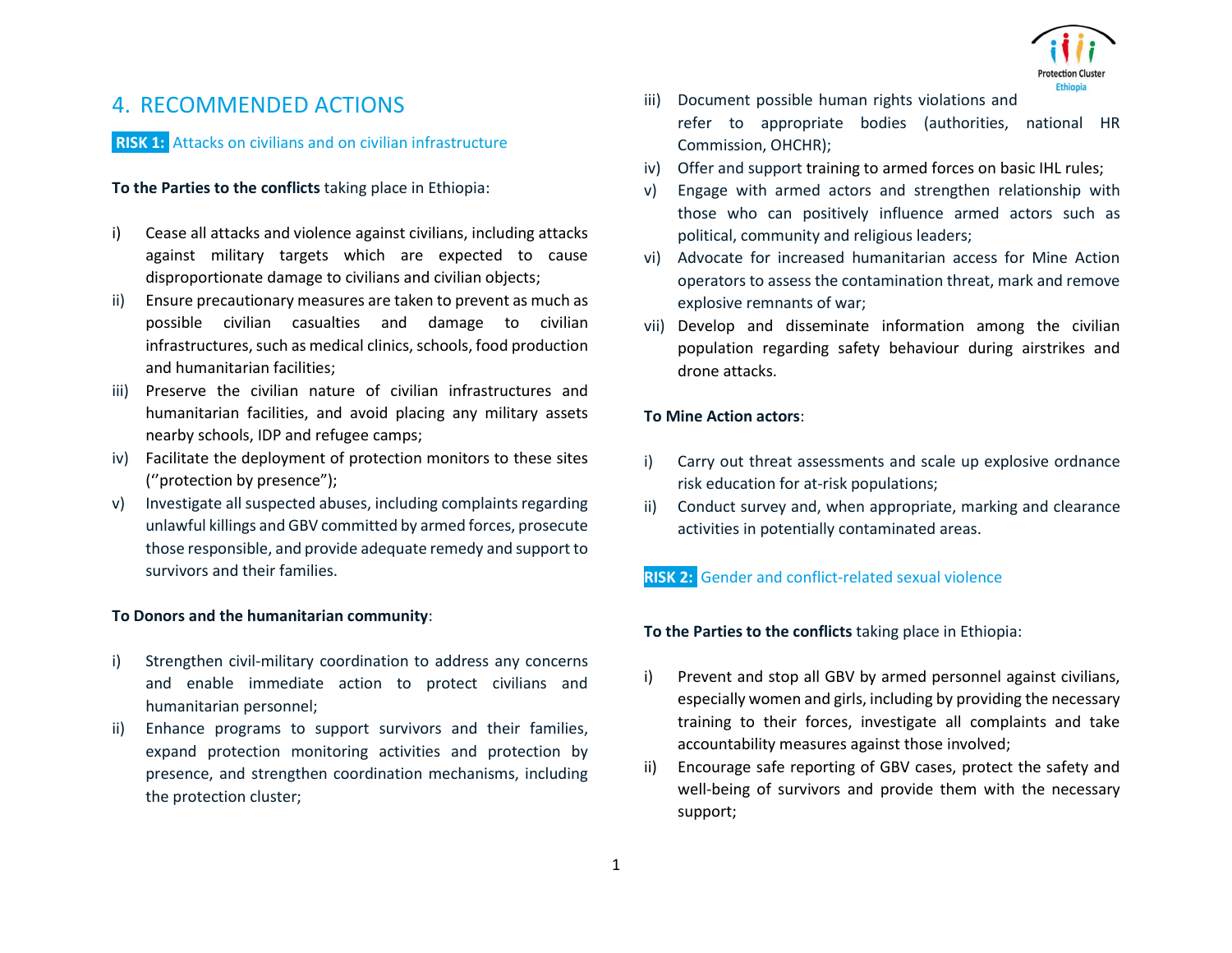# 4. RECOMMENDED ACTIONS

## RISK 1: Attacks on civilians and on civilian infrastructure

**To the Parties to the conflicts** taking place in Ethiopia:

i) Cease all attacks and violence against civilians, including attacks against military targets which are expected to cause disproportionate damage to civilians and civilian objects;
ii) Ensure precautionary measures are taken to prevent as much as possible civilian casualties and damage to civilian infrastructures, such as medical clinics, schools, food production and humanitarian facilities;
iii) Preserve the civilian nature of civilian infrastructures and humanitarian facilities, and avoid placing any military assets nearby schools, IDP and refugee camps;
iv) Facilitate the deployment of protection monitors to these sites (''protection by presence");
v) Investigate all suspected abuses, including complaints regarding unlawful killings and GBV committed by armed forces, prosecute those responsible, and provide adequate remedy and support to survivors and their families.

**To Donors and the humanitarian community**:

i) Strengthen civil-military coordination to address any concerns and enable immediate action to protect civilians and humanitarian personnel;
ii) Enhance programs to support survivors and their families, expand protection monitoring activities and protection by presence, and strengthen coordination mechanisms, including the protection cluster;
iii) Document possible human rights violations and refer to appropriate bodies (authorities, national HR Commission, OHCHR);
iv) Offer and support training to armed forces on basic IHL rules;
v) Engage with armed actors and strengthen relationship with those who can positively influence armed actors such as political, community and religious leaders;
vi) Advocate for increased humanitarian access for Mine Action operators to assess the contamination threat, mark and remove explosive remnants of war;
vii) Develop and disseminate information among the civilian population regarding safety behaviour during airstrikes and drone attacks.

**To Mine Action actors**:

i) Carry out threat assessments and scale up explosive ordnance risk education for at-risk populations;
ii) Conduct survey and, when appropriate, marking and clearance activities in potentially contaminated areas.

## RISK 2: Gender and conflict-related sexual violence

**To the Parties to the conflicts** taking place in Ethiopia:

i) Prevent and stop all GBV by armed personnel against civilians, especially women and girls, including by providing the necessary training to their forces, investigate all complaints and take accountability measures against those involved;
ii) Encourage safe reporting of GBV cases, protect the safety and well-being of survivors and provide them with the necessary support;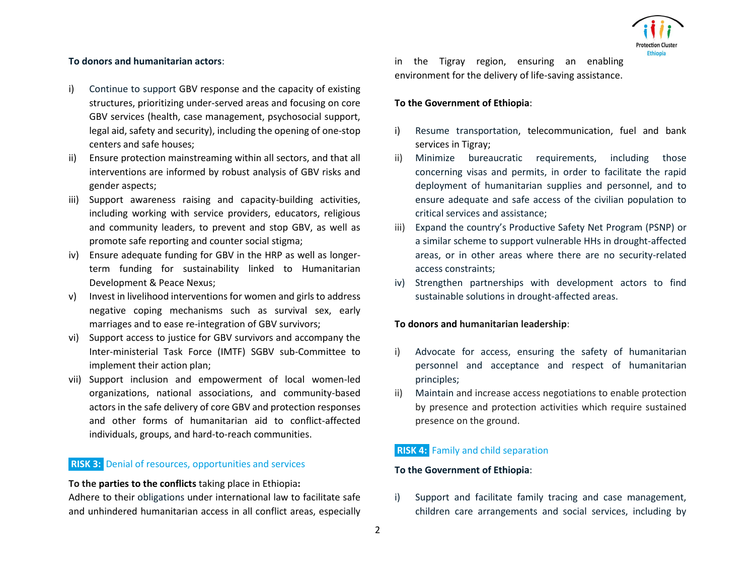**To donors and humanitarian actors**:

i) Continue to support GBV response and the capacity of existing structures, prioritizing under-served areas and focusing on core GBV services (health, case management, psychosocial support, legal aid, safety and security), including the opening of one-stop centers and safe houses;
ii) Ensure protection mainstreaming within all sectors, and that all interventions are informed by robust analysis of GBV risks and gender aspects;
iii) Support awareness raising and capacity-building activities, including working with service providers, educators, religious and community leaders, to prevent and stop GBV, as well as promote safe reporting and counter social stigma;
iv) Ensure adequate funding for GBV in the HRP as well as longer-term funding for sustainability linked to Humanitarian Development & Peace Nexus;
v) Invest in livelihood interventions for women and girls to address negative coping mechanisms such as survival sex, early marriages and to ease re-integration of GBV survivors;
vi) Support access to justice for GBV survivors and accompany the Inter-ministerial Task Force (IMTF) SGBV sub-Committee to implement their action plan;
vii) Support inclusion and empowerment of local women-led organizations, national associations, and community-based actors in the safe delivery of core GBV and protection responses and other forms of humanitarian aid to conflict-affected individuals, groups, and hard-to-reach communities.

## RISK 3: Denial of resources, opportunities and services

To the **parties to the conflicts** taking place in Ethiopia**:**
Adhere to their obligations under international law to facilitate safe and unhindered humanitarian access in all conflict areas, especially in the Tigray region, ensuring an enabling environment for the delivery of life-saving assistance.

**To the Government of Ethiopia**:

i) Resume transportation, telecommunication, fuel and bank services in Tigray;
ii) Minimize bureaucratic requirements, including those concerning visas and permits, in order to facilitate the rapid deployment of humanitarian supplies and personnel, and to ensure adequate and safe access of the civilian population to critical services and assistance;
iii) Expand the country's Productive Safety Net Program (PSNP) or a similar scheme to support vulnerable HHs in drought-affected areas, or in other areas where there are no security-related access constraints;
iv) Strengthen partnerships with development actors to find sustainable solutions in drought-affected areas.

**To donors and humanitarian leadership**:

i) Advocate for access, ensuring the safety of humanitarian personnel and acceptance and respect of humanitarian principles;
ii) Maintain and increase access negotiations to enable protection by presence and protection activities which require sustained presence on the ground.

## RISK 4: Family and child separation

**To the Government of Ethiopia**:

i) Support and facilitate family tracing and case management, children care arrangements and social services, including by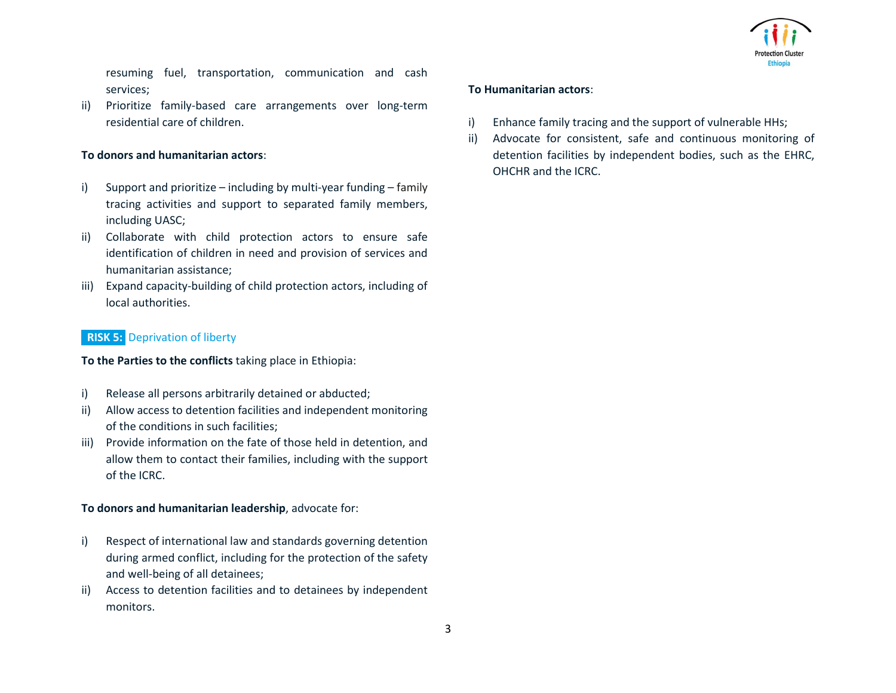resuming fuel, transportation, communication and cash services;

ii) Prioritize family-based care arrangements over long-term residential care of children.

**To donors and humanitarian actors**:

i) Support and prioritize – including by multi-year funding – family tracing activities and support to separated family members, including UASC;
ii) Collaborate with child protection actors to ensure safe identification of children in need and provision of services and humanitarian assistance;
iii) Expand capacity-building of child protection actors, including of local authorities.

### RISK 5: Deprivation of liberty

**To the Parties to the conflicts** taking place in Ethiopia:

i) Release all persons arbitrarily detained or abducted;
ii) Allow access to detention facilities and independent monitoring of the conditions in such facilities;
iii) Provide information on the fate of those held in detention, and allow them to contact their families, including with the support of the ICRC.

**To donors and humanitarian leadership**, advocate for:

i) Respect of international law and standards governing detention during armed conflict, including for the protection of the safety and well-being of all detainees;
ii) Access to detention facilities and to detainees by independent monitors.

**To Humanitarian actors**:

i) Enhance family tracing and the support of vulnerable HHs;
ii) Advocate for consistent, safe and continuous monitoring of detention facilities by independent bodies, such as the EHRC, OHCHR and the ICRC.